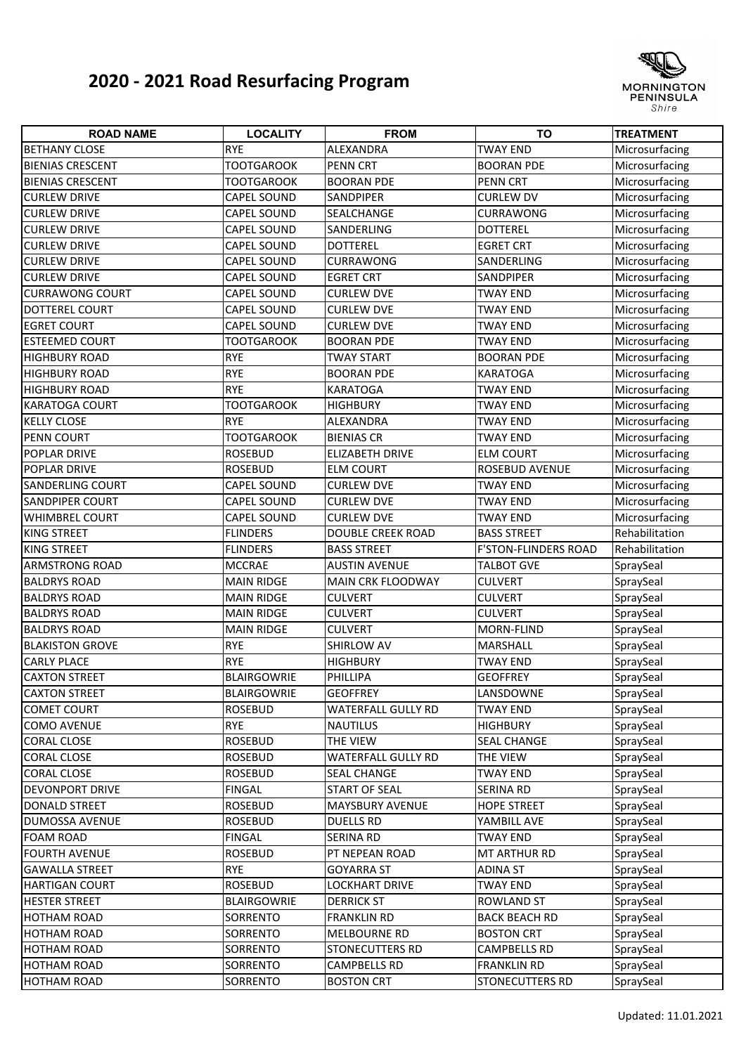# 2020 - 2021 Road Resurfacing Program

MORNINGTON PENINSULA Shire

| ROAD NAME | LOCALITY | FROM | TO | TREATMENT |
|---|---|---|---|---|
| BETHANY CLOSE | RYE | ALEXANDRA | TWAY END | Microsurfacing |
| BIENIAS CRESCENT | TOOTGAROOK | PENN CRT | BOORAN PDE | Microsurfacing |
| BIENIAS CRESCENT | TOOTGAROOK | BOORAN PDE | PENN CRT | Microsurfacing |
| CURLEW DRIVE | CAPEL SOUND | SANDPIPER | CURLEW DV | Microsurfacing |
| CURLEW DRIVE | CAPEL SOUND | SEALCHANGE | CURRAWONG | Microsurfacing |
| CURLEW DRIVE | CAPEL SOUND | SANDERLING | DOTTEREL | Microsurfacing |
| CURLEW DRIVE | CAPEL SOUND | DOTTEREL | EGRET CRT | Microsurfacing |
| CURLEW DRIVE | CAPEL SOUND | CURRAWONG | SANDERLING | Microsurfacing |
| CURLEW DRIVE | CAPEL SOUND | EGRET CRT | SANDPIPER | Microsurfacing |
| CURRAWONG COURT | CAPEL SOUND | CURLEW DVE | TWAY END | Microsurfacing |
| DOTTEREL COURT | CAPEL SOUND | CURLEW DVE | TWAY END | Microsurfacing |
| EGRET COURT | CAPEL SOUND | CURLEW DVE | TWAY END | Microsurfacing |
| ESTEEMED COURT | TOOTGAROOK | BOORAN PDE | TWAY END | Microsurfacing |
| HIGHBURY ROAD | RYE | TWAY START | BOORAN PDE | Microsurfacing |
| HIGHBURY ROAD | RYE | BOORAN PDE | KARATOGA | Microsurfacing |
| HIGHBURY ROAD | RYE | KARATOGA | TWAY END | Microsurfacing |
| KARATOGA COURT | TOOTGAROOK | HIGHBURY | TWAY END | Microsurfacing |
| KELLY CLOSE | RYE | ALEXANDRA | TWAY END | Microsurfacing |
| PENN COURT | TOOTGAROOK | BIENIAS CR | TWAY END | Microsurfacing |
| POPLAR DRIVE | ROSEBUD | ELIZABETH DRIVE | ELM COURT | Microsurfacing |
| POPLAR DRIVE | ROSEBUD | ELM COURT | ROSEBUD AVENUE | Microsurfacing |
| SANDERLING COURT | CAPEL SOUND | CURLEW DVE | TWAY END | Microsurfacing |
| SANDPIPER COURT | CAPEL SOUND | CURLEW DVE | TWAY END | Microsurfacing |
| WHIMBREL COURT | CAPEL SOUND | CURLEW DVE | TWAY END | Microsurfacing |
| KING STREET | FLINDERS | DOUBLE CREEK ROAD | BASS STREET | Rehabilitation |
| KING STREET | FLINDERS | BASS STREET | F'STON-FLINDERS ROAD | Rehabilitation |
| ARMSTRONG ROAD | MCCRAE | AUSTIN AVENUE | TALBOT GVE | SpraySeal |
| BALDRYS ROAD | MAIN RIDGE | MAIN CRK FLOODWAY | CULVERT | SpraySeal |
| BALDRYS ROAD | MAIN RIDGE | CULVERT | CULVERT | SpraySeal |
| BALDRYS ROAD | MAIN RIDGE | CULVERT | CULVERT | SpraySeal |
| BALDRYS ROAD | MAIN RIDGE | CULVERT | MORN-FLIND | SpraySeal |
| BLAKISTON GROVE | RYE | SHIRLOW AV | MARSHALL | SpraySeal |
| CARLY PLACE | RYE | HIGHBURY | TWAY END | SpraySeal |
| CAXTON STREET | BLAIRGOWRIE | PHILLIPA | GEOFFREY | SpraySeal |
| CAXTON STREET | BLAIRGOWRIE | GEOFFREY | LANSDOWNE | SpraySeal |
| COMET COURT | ROSEBUD | WATERFALL GULLY RD | TWAY END | SpraySeal |
| COMO AVENUE | RYE | NAUTILUS | HIGHBURY | SpraySeal |
| CORAL CLOSE | ROSEBUD | THE VIEW | SEAL CHANGE | SpraySeal |
| CORAL CLOSE | ROSEBUD | WATERFALL GULLY RD | THE VIEW | SpraySeal |
| CORAL CLOSE | ROSEBUD | SEAL CHANGE | TWAY END | SpraySeal |
| DEVONPORT DRIVE | FINGAL | START OF SEAL | SERINA RD | SpraySeal |
| DONALD STREET | ROSEBUD | MAYSBURY AVENUE | HOPE STREET | SpraySeal |
| DUMOSSA AVENUE | ROSEBUD | DUELLS RD | YAMBILL AVE | SpraySeal |
| FOAM ROAD | FINGAL | SERINA RD | TWAY END | SpraySeal |
| FOURTH AVENUE | ROSEBUD | PT NEPEAN ROAD | MT ARTHUR RD | SpraySeal |
| GAWALLA STREET | RYE | GOYARRA ST | ADINA ST | SpraySeal |
| HARTIGAN COURT | ROSEBUD | LOCKHART DRIVE | TWAY END | SpraySeal |
| HESTER STREET | BLAIRGOWRIE | DERRICK ST | ROWLAND ST | SpraySeal |
| HOTHAM ROAD | SORRENTO | FRANKLIN RD | BACK BEACH RD | SpraySeal |
| HOTHAM ROAD | SORRENTO | MELBOURNE RD | BOSTON CRT | SpraySeal |
| HOTHAM ROAD | SORRENTO | STONECUTTERS RD | CAMPBELLS RD | SpraySeal |
| HOTHAM ROAD | SORRENTO | CAMPBELLS RD | FRANKLIN RD | SpraySeal |
| HOTHAM ROAD | SORRENTO | BOSTON CRT | STONECUTTERS RD | SpraySeal |

Updated: 11.01.2021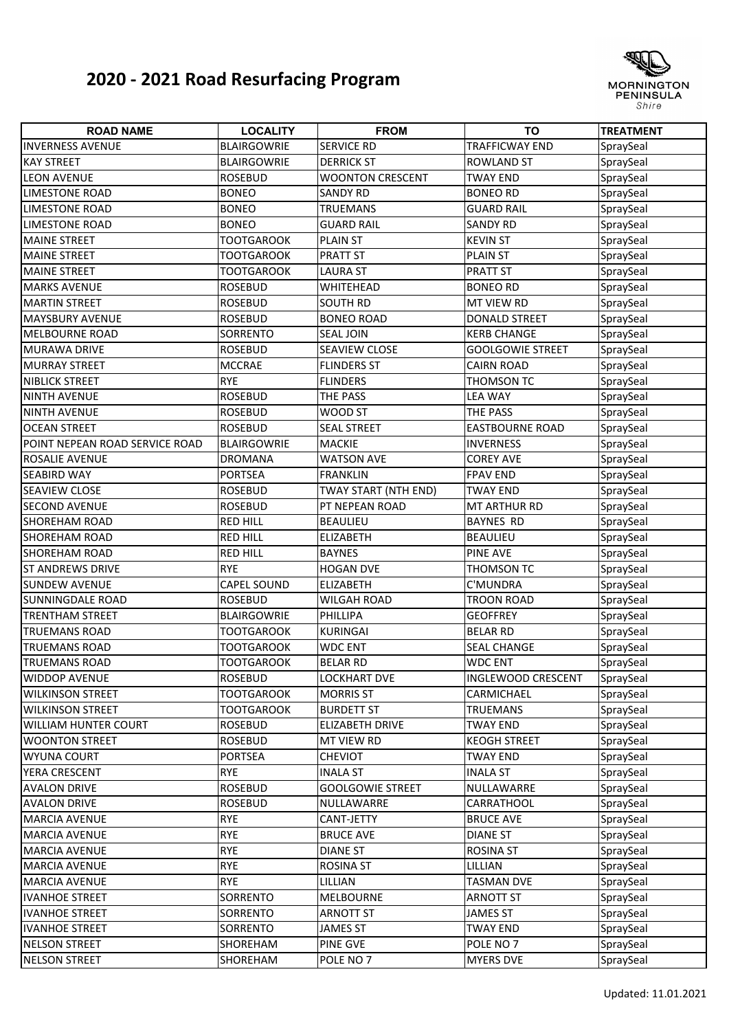# 2020 - 2021 Road Resurfacing Program

| ROAD NAME | LOCALITY | FROM | TO | TREATMENT |
|---|---|---|---|---|
| INVERNESS AVENUE | BLAIRGOWRIE | SERVICE RD | TRAFFICWAY END | SpraySeal |
| KAY STREET | BLAIRGOWRIE | DERRICK ST | ROWLAND ST | SpraySeal |
| LEON AVENUE | ROSEBUD | WOONTON CRESCENT | TWAY END | SpraySeal |
| LIMESTONE ROAD | BONEO | SANDY RD | BONEO RD | SpraySeal |
| LIMESTONE ROAD | BONEO | TRUEMANS | GUARD RAIL | SpraySeal |
| LIMESTONE ROAD | BONEO | GUARD RAIL | SANDY RD | SpraySeal |
| MAINE STREET | TOOTGAROOK | PLAIN ST | KEVIN ST | SpraySeal |
| MAINE STREET | TOOTGAROOK | PRATT ST | PLAIN ST | SpraySeal |
| MAINE STREET | TOOTGAROOK | LAURA ST | PRATT ST | SpraySeal |
| MARKS AVENUE | ROSEBUD | WHITEHEAD | BONEO RD | SpraySeal |
| MARTIN STREET | ROSEBUD | SOUTH RD | MT VIEW RD | SpraySeal |
| MAYSBURY AVENUE | ROSEBUD | BONEO ROAD | DONALD STREET | SpraySeal |
| MELBOURNE ROAD | SORRENTO | SEAL JOIN | KERB CHANGE | SpraySeal |
| MURAWA DRIVE | ROSEBUD | SEAVIEW CLOSE | GOOLGOWIE STREET | SpraySeal |
| MURRAY STREET | MCCRAE | FLINDERS ST | CAIRN ROAD | SpraySeal |
| NIBLICK STREET | RYE | FLINDERS | THOMSON TC | SpraySeal |
| NINTH AVENUE | ROSEBUD | THE PASS | LEA WAY | SpraySeal |
| NINTH AVENUE | ROSEBUD | WOOD ST | THE PASS | SpraySeal |
| OCEAN STREET | ROSEBUD | SEAL STREET | EASTBOURNE ROAD | SpraySeal |
| POINT NEPEAN ROAD SERVICE ROAD | BLAIRGOWRIE | MACKIE | INVERNESS | SpraySeal |
| ROSALIE AVENUE | DROMANA | WATSON AVE | COREY AVE | SpraySeal |
| SEABIRD WAY | PORTSEA | FRANKLIN | FPAV END | SpraySeal |
| SEAVIEW CLOSE | ROSEBUD | TWAY START (NTH END) | TWAY END | SpraySeal |
| SECOND AVENUE | ROSEBUD | PT NEPEAN ROAD | MT ARTHUR RD | SpraySeal |
| SHOREHAM ROAD | RED HILL | BEAULIEU | BAYNES RD | SpraySeal |
| SHOREHAM ROAD | RED HILL | ELIZABETH | BEAULIEU | SpraySeal |
| SHOREHAM ROAD | RED HILL | BAYNES | PINE AVE | SpraySeal |
| ST ANDREWS DRIVE | RYE | HOGAN DVE | THOMSON TC | SpraySeal |
| SUNDEW AVENUE | CAPEL SOUND | ELIZABETH | C'MUNDRA | SpraySeal |
| SUNNINGDALE ROAD | ROSEBUD | WILGAH ROAD | TROON ROAD | SpraySeal |
| TRENTHAM STREET | BLAIRGOWRIE | PHILLIPA | GEOFFREY | SpraySeal |
| TRUEMANS ROAD | TOOTGAROOK | KURINGAI | BELAR RD | SpraySeal |
| TRUEMANS ROAD | TOOTGAROOK | WDC ENT | SEAL CHANGE | SpraySeal |
| TRUEMANS ROAD | TOOTGAROOK | BELAR RD | WDC ENT | SpraySeal |
| WIDDOP AVENUE | ROSEBUD | LOCKHART DVE | INGLEWOOD CRESCENT | SpraySeal |
| WILKINSON STREET | TOOTGAROOK | MORRIS ST | CARMICHAEL | SpraySeal |
| WILKINSON STREET | TOOTGAROOK | BURDETT ST | TRUEMANS | SpraySeal |
| WILLIAM HUNTER COURT | ROSEBUD | ELIZABETH DRIVE | TWAY END | SpraySeal |
| WOONTON STREET | ROSEBUD | MT VIEW RD | KEOGH STREET | SpraySeal |
| WYUNA COURT | PORTSEA | CHEVIOT | TWAY END | SpraySeal |
| YERA CRESCENT | RYE | INALA ST | INALA ST | SpraySeal |
| AVALON DRIVE | ROSEBUD | GOOLGOWIE STREET | NULLAWARRE | SpraySeal |
| AVALON DRIVE | ROSEBUD | NULLAWARRE | CARRATHOOL | SpraySeal |
| MARCIA AVENUE | RYE | CANT-JETTY | BRUCE AVE | SpraySeal |
| MARCIA AVENUE | RYE | BRUCE AVE | DIANE ST | SpraySeal |
| MARCIA AVENUE | RYE | DIANE ST | ROSINA ST | SpraySeal |
| MARCIA AVENUE | RYE | ROSINA ST | LILLIAN | SpraySeal |
| MARCIA AVENUE | RYE | LILLIAN | TASMAN DVE | SpraySeal |
| IVANHOE STREET | SORRENTO | MELBOURNE | ARNOTT ST | SpraySeal |
| IVANHOE STREET | SORRENTO | ARNOTT ST | JAMES ST | SpraySeal |
| IVANHOE STREET | SORRENTO | JAMES ST | TWAY END | SpraySeal |
| NELSON STREET | SHOREHAM | PINE GVE | POLE NO 7 | SpraySeal |
| NELSON STREET | SHOREHAM | POLE NO 7 | MYERS DVE | SpraySeal |

Updated: 11.01.2021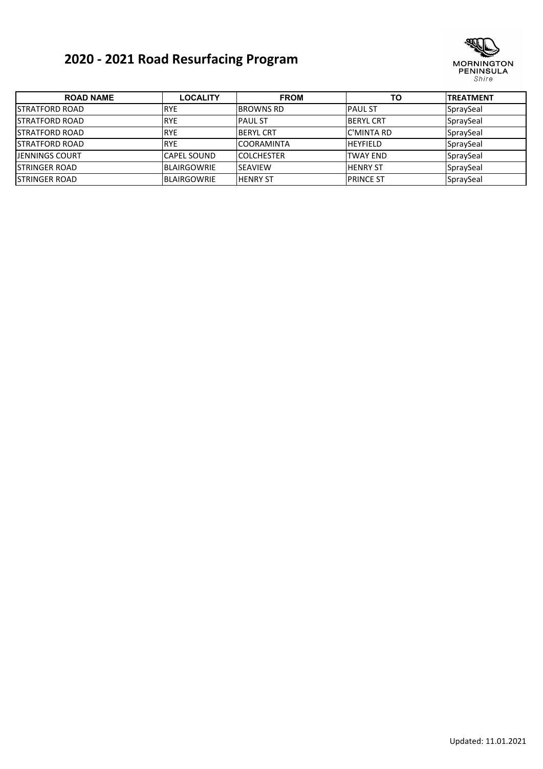# 2020 - 2021 Road Resurfacing Program

MORNINGTON PENINSULA *Shire*

| ROAD NAME | LOCALITY | FROM | TO | TREATMENT |
|---|---|---|---|---|
| STRATFORD ROAD | RYE | BROWNS RD | PAUL ST | SpraySeal |
| STRATFORD ROAD | RYE | PAUL ST | BERYL CRT | SpraySeal |
| STRATFORD ROAD | RYE | BERYL CRT | C'MINTA RD | SpraySeal |
| STRATFORD ROAD | RYE | COORAMINTA | HEYFIELD | SpraySeal |
| JENNINGS COURT | CAPEL SOUND | COLCHESTER | TWAY END | SpraySeal |
| STRINGER ROAD | BLAIRGOWRIE | SEAVIEW | HENRY ST | SpraySeal |
| STRINGER ROAD | BLAIRGOWRIE | HENRY ST | PRINCE ST | SpraySeal |

Updated: 11.01.2021